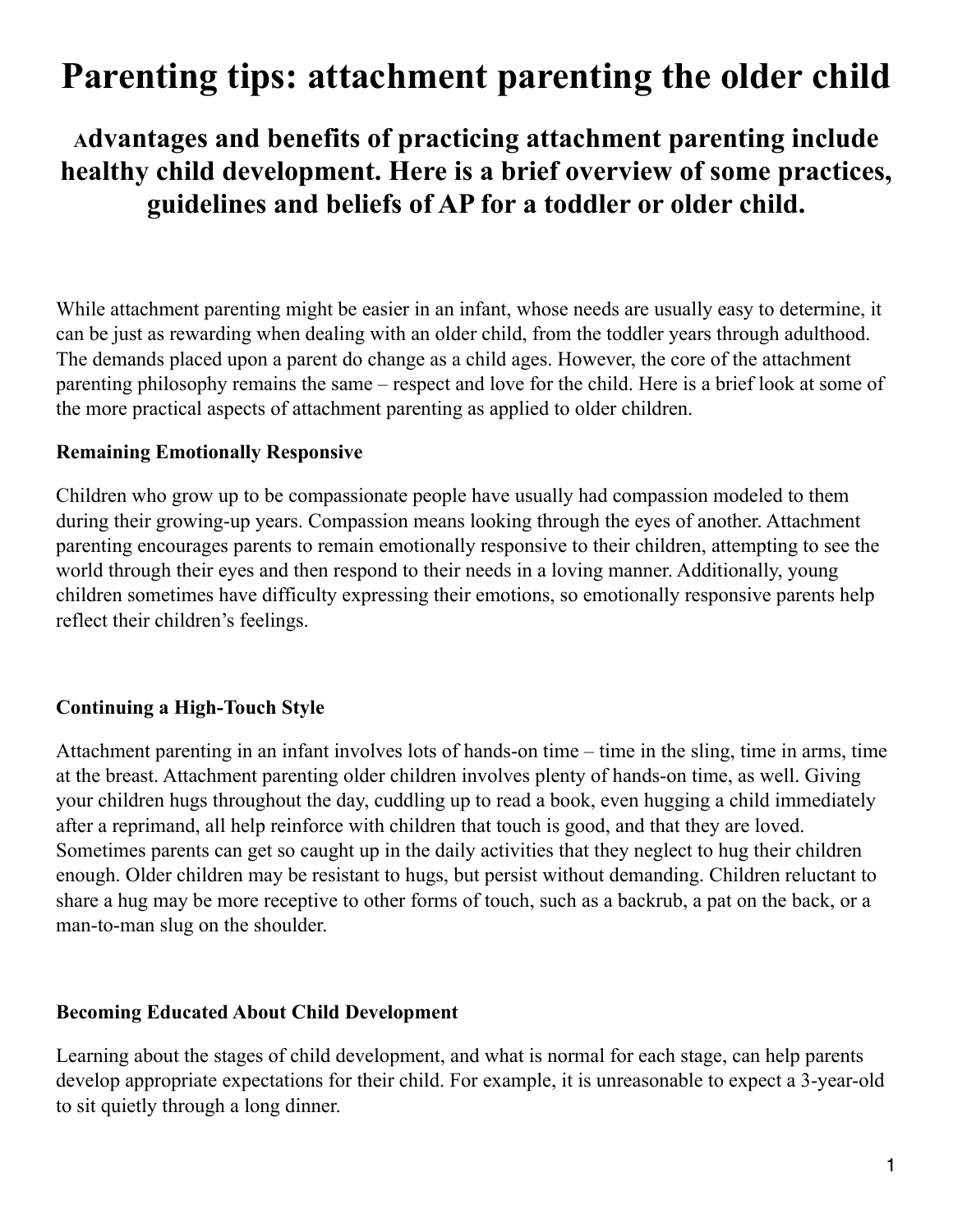# Parenting tips: attachment parenting the older child

## Advantages and benefits of practicing attachment parenting include healthy child development. Here is a brief overview of some practices, guidelines and beliefs of AP for a toddler or older child.

While attachment parenting might be easier in an infant, whose needs are usually easy to determine, it can be just as rewarding when dealing with an older child, from the toddler years through adulthood. The demands placed upon a parent do change as a child ages. However, the core of the attachment parenting philosophy remains the same – respect and love for the child. Here is a brief look at some of the more practical aspects of attachment parenting as applied to older children.

**Remaining Emotionally Responsive**

Children who grow up to be compassionate people have usually had compassion modeled to them during their growing-up years. Compassion means looking through the eyes of another. Attachment parenting encourages parents to remain emotionally responsive to their children, attempting to see the world through their eyes and then respond to their needs in a loving manner. Additionally, young children sometimes have difficulty expressing their emotions, so emotionally responsive parents help reflect their children's feelings.

**Continuing a High-Touch Style**

Attachment parenting in an infant involves lots of hands-on time – time in the sling, time in arms, time at the breast. Attachment parenting older children involves plenty of hands-on time, as well. Giving your children hugs throughout the day, cuddling up to read a book, even hugging a child immediately after a reprimand, all help reinforce with children that touch is good, and that they are loved. Sometimes parents can get so caught up in the daily activities that they neglect to hug their children enough. Older children may be resistant to hugs, but persist without demanding. Children reluctant to share a hug may be more receptive to other forms of touch, such as a backrub, a pat on the back, or a man-to-man slug on the shoulder.

**Becoming Educated About Child Development**

Learning about the stages of child development, and what is normal for each stage, can help parents develop appropriate expectations for their child. For example, it is unreasonable to expect a 3-year-old to sit quietly through a long dinner.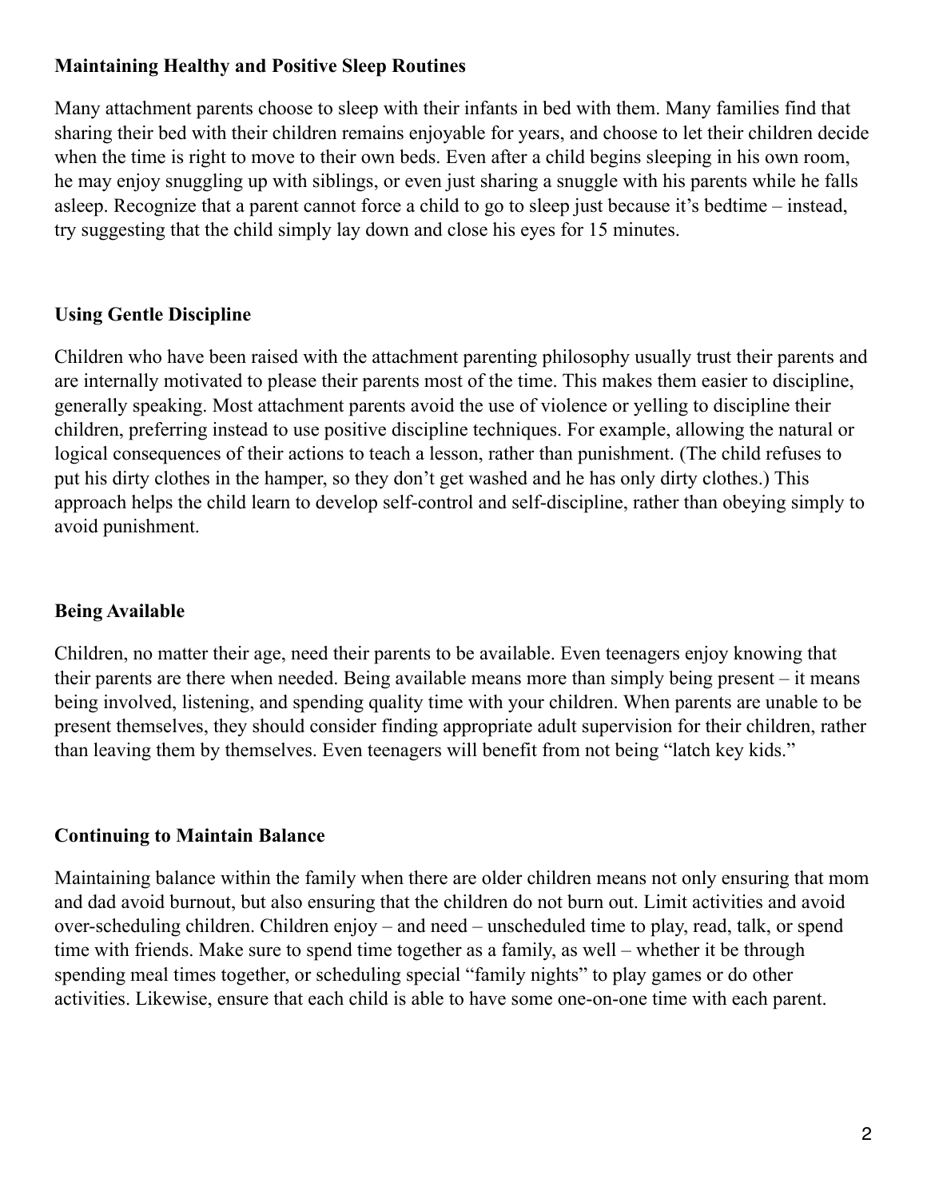### Maintaining Healthy and Positive Sleep Routines

Many attachment parents choose to sleep with their infants in bed with them. Many families find that sharing their bed with their children remains enjoyable for years, and choose to let their children decide when the time is right to move to their own beds. Even after a child begins sleeping in his own room, he may enjoy snuggling up with siblings, or even just sharing a snuggle with his parents while he falls asleep. Recognize that a parent cannot force a child to go to sleep just because it's bedtime – instead, try suggesting that the child simply lay down and close his eyes for 15 minutes.

### Using Gentle Discipline

Children who have been raised with the attachment parenting philosophy usually trust their parents and are internally motivated to please their parents most of the time. This makes them easier to discipline, generally speaking. Most attachment parents avoid the use of violence or yelling to discipline their children, preferring instead to use positive discipline techniques. For example, allowing the natural or logical consequences of their actions to teach a lesson, rather than punishment. (The child refuses to put his dirty clothes in the hamper, so they don't get washed and he has only dirty clothes.) This approach helps the child learn to develop self-control and self-discipline, rather than obeying simply to avoid punishment.

### Being Available

Children, no matter their age, need their parents to be available. Even teenagers enjoy knowing that their parents are there when needed. Being available means more than simply being present – it means being involved, listening, and spending quality time with your children. When parents are unable to be present themselves, they should consider finding appropriate adult supervision for their children, rather than leaving them by themselves. Even teenagers will benefit from not being "latch key kids."

### Continuing to Maintain Balance

Maintaining balance within the family when there are older children means not only ensuring that mom and dad avoid burnout, but also ensuring that the children do not burn out. Limit activities and avoid over-scheduling children. Children enjoy – and need – unscheduled time to play, read, talk, or spend time with friends. Make sure to spend time together as a family, as well – whether it be through spending meal times together, or scheduling special "family nights" to play games or do other activities. Likewise, ensure that each child is able to have some one-on-one time with each parent.